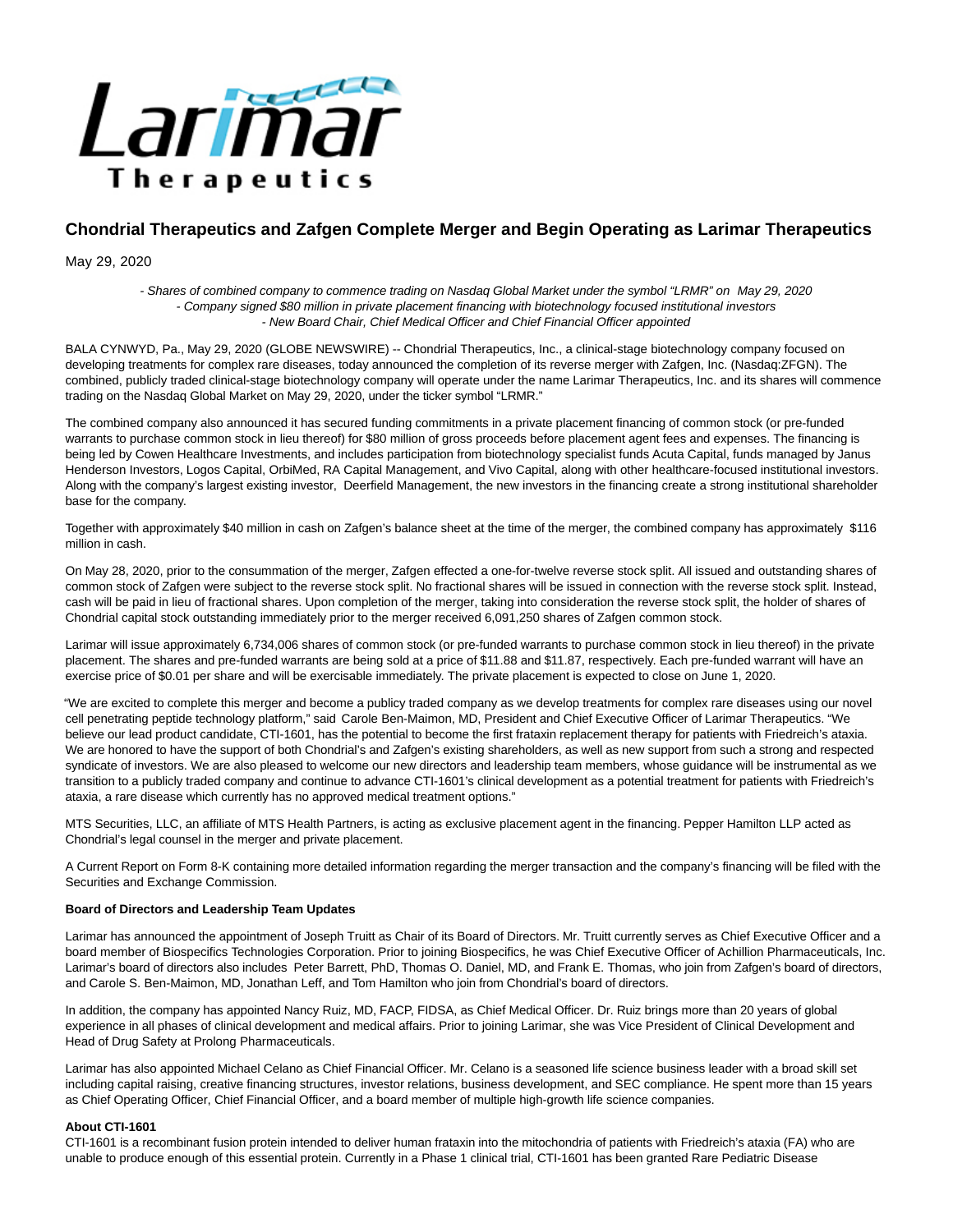# Chondrial Therapeutics and Zafgen Complete Merger and Begin Operating as Larimar Therapeutics

May 29, 2020

*- Shares of combined company to commence trading on Nasdaq Global Market under the symbol "LRMR" on May 29, 2020*
*- Company signed $80 million in private placement financing with biotechnology focused institutional investors*
*- New Board Chair, Chief Medical Officer and Chief Financial Officer appointed*

BALA CYNWYD, Pa., May 29, 2020 (GLOBE NEWSWIRE) -- Chondrial Therapeutics, Inc., a clinical-stage biotechnology company focused on developing treatments for complex rare diseases, today announced the completion of its reverse merger with Zafgen, Inc. (Nasdaq:ZFGN). The combined, publicly traded clinical-stage biotechnology company will operate under the name Larimar Therapeutics, Inc. and its shares will commence trading on the Nasdaq Global Market on May 29, 2020, under the ticker symbol "LRMR."

The combined company also announced it has secured funding commitments in a private placement financing of common stock (or pre-funded warrants to purchase common stock in lieu thereof) for $80 million of gross proceeds before placement agent fees and expenses. The financing is being led by Cowen Healthcare Investments, and includes participation from biotechnology specialist funds Acuta Capital, funds managed by Janus Henderson Investors, Logos Capital, OrbiMed, RA Capital Management, and Vivo Capital, along with other healthcare-focused institutional investors. Along with the company's largest existing investor, Deerfield Management, the new investors in the financing create a strong institutional shareholder base for the company.

Together with approximately $40 million in cash on Zafgen's balance sheet at the time of the merger, the combined company has approximately $116 million in cash.

On May 28, 2020, prior to the consummation of the merger, Zafgen effected a one-for-twelve reverse stock split. All issued and outstanding shares of common stock of Zafgen were subject to the reverse stock split. No fractional shares will be issued in connection with the reverse stock split. Instead, cash will be paid in lieu of fractional shares. Upon completion of the merger, taking into consideration the reverse stock split, the holder of shares of Chondrial capital stock outstanding immediately prior to the merger received 6,091,250 shares of Zafgen common stock.

Larimar will issue approximately 6,734,006 shares of common stock (or pre-funded warrants to purchase common stock in lieu thereof) in the private placement. The shares and pre-funded warrants are being sold at a price of $11.88 and $11.87, respectively. Each pre-funded warrant will have an exercise price of $0.01 per share and will be exercisable immediately. The private placement is expected to close on June 1, 2020.

"We are excited to complete this merger and become a publicy traded company as we develop treatments for complex rare diseases using our novel cell penetrating peptide technology platform," said Carole Ben-Maimon, MD, President and Chief Executive Officer of Larimar Therapeutics. "We believe our lead product candidate, CTI-1601, has the potential to become the first frataxin replacement therapy for patients with Friedreich's ataxia. We are honored to have the support of both Chondrial's and Zafgen's existing shareholders, as well as new support from such a strong and respected syndicate of investors. We are also pleased to welcome our new directors and leadership team members, whose guidance will be instrumental as we transition to a publicly traded company and continue to advance CTI-1601's clinical development as a potential treatment for patients with Friedreich's ataxia, a rare disease which currently has no approved medical treatment options."

MTS Securities, LLC, an affiliate of MTS Health Partners, is acting as exclusive placement agent in the financing. Pepper Hamilton LLP acted as Chondrial's legal counsel in the merger and private placement.

A Current Report on Form 8-K containing more detailed information regarding the merger transaction and the company's financing will be filed with the Securities and Exchange Commission.

**Board of Directors and Leadership Team Updates**

Larimar has announced the appointment of Joseph Truitt as Chair of its Board of Directors. Mr. Truitt currently serves as Chief Executive Officer and a board member of Biospecifics Technologies Corporation. Prior to joining Biospecifics, he was Chief Executive Officer of Achillion Pharmaceuticals, Inc. Larimar's board of directors also includes Peter Barrett, PhD, Thomas O. Daniel, MD, and Frank E. Thomas, who join from Zafgen's board of directors, and Carole S. Ben-Maimon, MD, Jonathan Leff, and Tom Hamilton who join from Chondrial's board of directors.

In addition, the company has appointed Nancy Ruiz, MD, FACP, FIDSA, as Chief Medical Officer. Dr. Ruiz brings more than 20 years of global experience in all phases of clinical development and medical affairs. Prior to joining Larimar, she was Vice President of Clinical Development and Head of Drug Safety at Prolong Pharmaceuticals.

Larimar has also appointed Michael Celano as Chief Financial Officer. Mr. Celano is a seasoned life science business leader with a broad skill set including capital raising, creative financing structures, investor relations, business development, and SEC compliance. He spent more than 15 years as Chief Operating Officer, Chief Financial Officer, and a board member of multiple high-growth life science companies.

**About CTI-1601**

CTI-1601 is a recombinant fusion protein intended to deliver human frataxin into the mitochondria of patients with Friedreich's ataxia (FA) who are unable to produce enough of this essential protein. Currently in a Phase 1 clinical trial, CTI-1601 has been granted Rare Pediatric Disease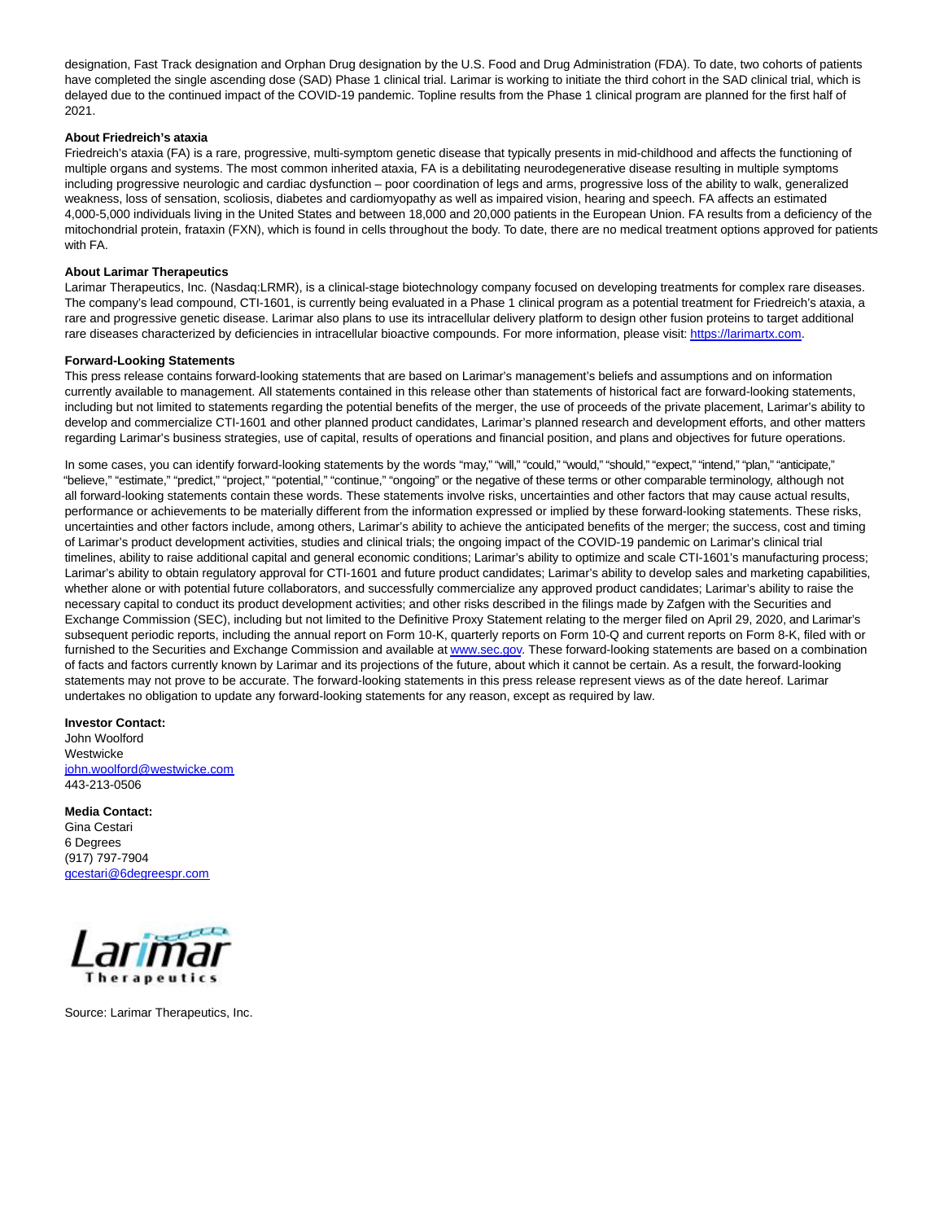designation, Fast Track designation and Orphan Drug designation by the U.S. Food and Drug Administration (FDA). To date, two cohorts of patients have completed the single ascending dose (SAD) Phase 1 clinical trial. Larimar is working to initiate the third cohort in the SAD clinical trial, which is delayed due to the continued impact of the COVID-19 pandemic. Topline results from the Phase 1 clinical program are planned for the first half of 2021.

**About Friedreich's ataxia**
Friedreich's ataxia (FA) is a rare, progressive, multi-symptom genetic disease that typically presents in mid-childhood and affects the functioning of multiple organs and systems. The most common inherited ataxia, FA is a debilitating neurodegenerative disease resulting in multiple symptoms including progressive neurologic and cardiac dysfunction – poor coordination of legs and arms, progressive loss of the ability to walk, generalized weakness, loss of sensation, scoliosis, diabetes and cardiomyopathy as well as impaired vision, hearing and speech. FA affects an estimated 4,000-5,000 individuals living in the United States and between 18,000 and 20,000 patients in the European Union. FA results from a deficiency of the mitochondrial protein, frataxin (FXN), which is found in cells throughout the body. To date, there are no medical treatment options approved for patients with FA.

**About Larimar Therapeutics**
Larimar Therapeutics, Inc. (Nasdaq:LRMR), is a clinical-stage biotechnology company focused on developing treatments for complex rare diseases. The company's lead compound, CTI-1601, is currently being evaluated in a Phase 1 clinical program as a potential treatment for Friedreich's ataxia, a rare and progressive genetic disease. Larimar also plans to use its intracellular delivery platform to design other fusion proteins to target additional rare diseases characterized by deficiencies in intracellular bioactive compounds. For more information, please visit: https://larimartx.com.

**Forward-Looking Statements**
This press release contains forward-looking statements that are based on Larimar's management's beliefs and assumptions and on information currently available to management. All statements contained in this release other than statements of historical fact are forward-looking statements, including but not limited to statements regarding the potential benefits of the merger, the use of proceeds of the private placement, Larimar's ability to develop and commercialize CTI-1601 and other planned product candidates, Larimar's planned research and development efforts, and other matters regarding Larimar's business strategies, use of capital, results of operations and financial position, and plans and objectives for future operations.

In some cases, you can identify forward-looking statements by the words "may," "will," "could," "would," "should," "expect," "intend," "plan," "anticipate," "believe," "estimate," "predict," "project," "potential," "continue," "ongoing" or the negative of these terms or other comparable terminology, although not all forward-looking statements contain these words. These statements involve risks, uncertainties and other factors that may cause actual results, performance or achievements to be materially different from the information expressed or implied by these forward-looking statements. These risks, uncertainties and other factors include, among others, Larimar's ability to achieve the anticipated benefits of the merger; the success, cost and timing of Larimar's product development activities, studies and clinical trials; the ongoing impact of the COVID-19 pandemic on Larimar's clinical trial timelines, ability to raise additional capital and general economic conditions; Larimar's ability to optimize and scale CTI-1601's manufacturing process; Larimar's ability to obtain regulatory approval for CTI-1601 and future product candidates; Larimar's ability to develop sales and marketing capabilities, whether alone or with potential future collaborators, and successfully commercialize any approved product candidates; Larimar's ability to raise the necessary capital to conduct its product development activities; and other risks described in the filings made by Zafgen with the Securities and Exchange Commission (SEC), including but not limited to the Definitive Proxy Statement relating to the merger filed on April 29, 2020, and Larimar's subsequent periodic reports, including the annual report on Form 10-K, quarterly reports on Form 10-Q and current reports on Form 8-K, filed with or furnished to the Securities and Exchange Commission and available at www.sec.gov. These forward-looking statements are based on a combination of facts and factors currently known by Larimar and its projections of the future, about which it cannot be certain. As a result, the forward-looking statements may not prove to be accurate. The forward-looking statements in this press release represent views as of the date hereof. Larimar undertakes no obligation to update any forward-looking statements for any reason, except as required by law.

**Investor Contact:**
John Woolford
Westwicke
john.woolford@westwicke.com
443-213-0506

**Media Contact:**
Gina Cestari
6 Degrees
(917) 797-7904
gcestari@6degreespr.com

Larimar Therapeutics

Source: Larimar Therapeutics, Inc.